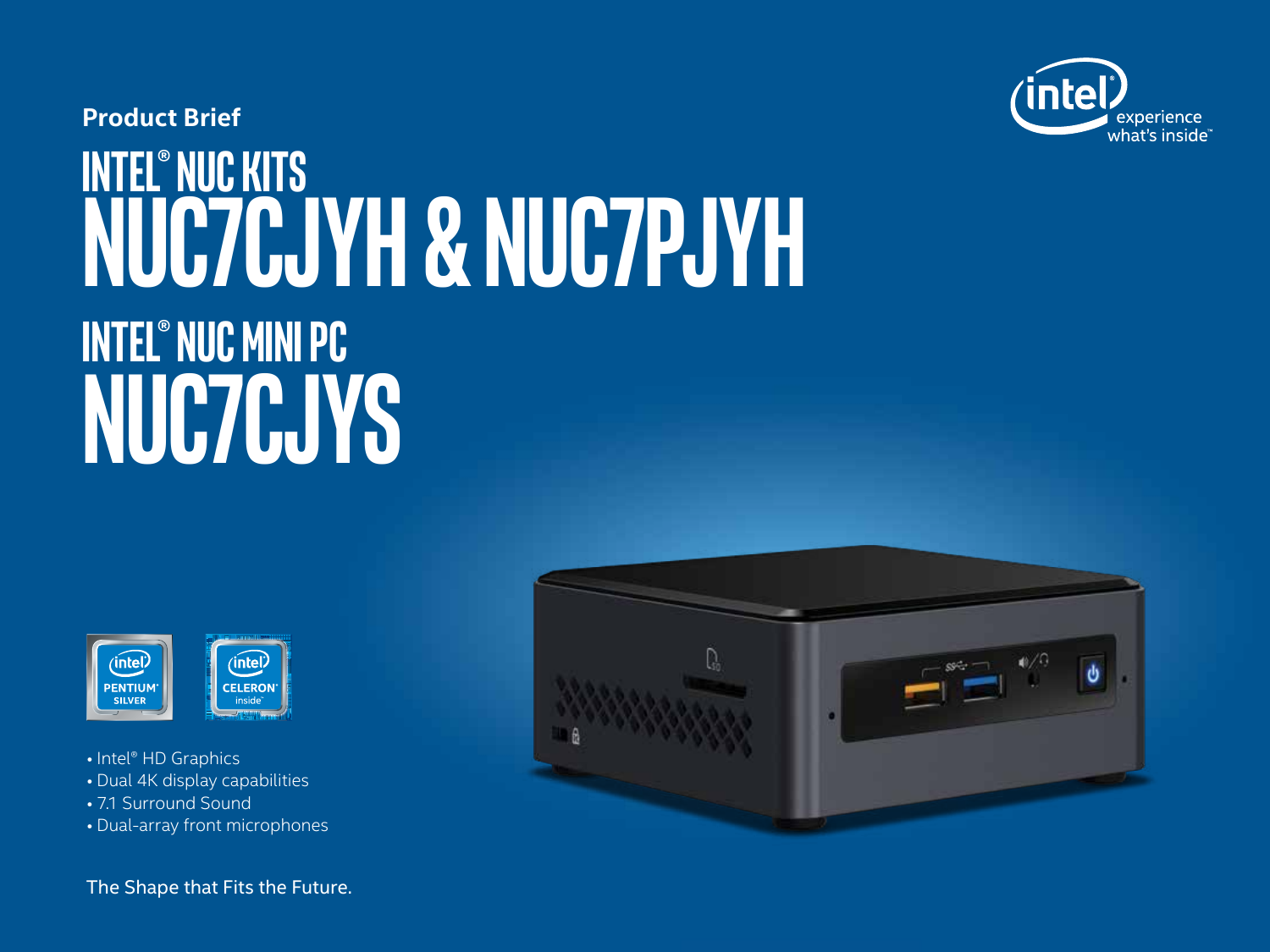Product Brief

# INTEL® NUC KITS
# NUC7CJYH & NUC7PJYH

# INTEL® NUC MINI PC
# NUC7CJYS

- Intel® HD Graphics
- Dual 4K display capabilities
- 7.1 Surround Sound
- Dual-array front microphones

The Shape that Fits the Future.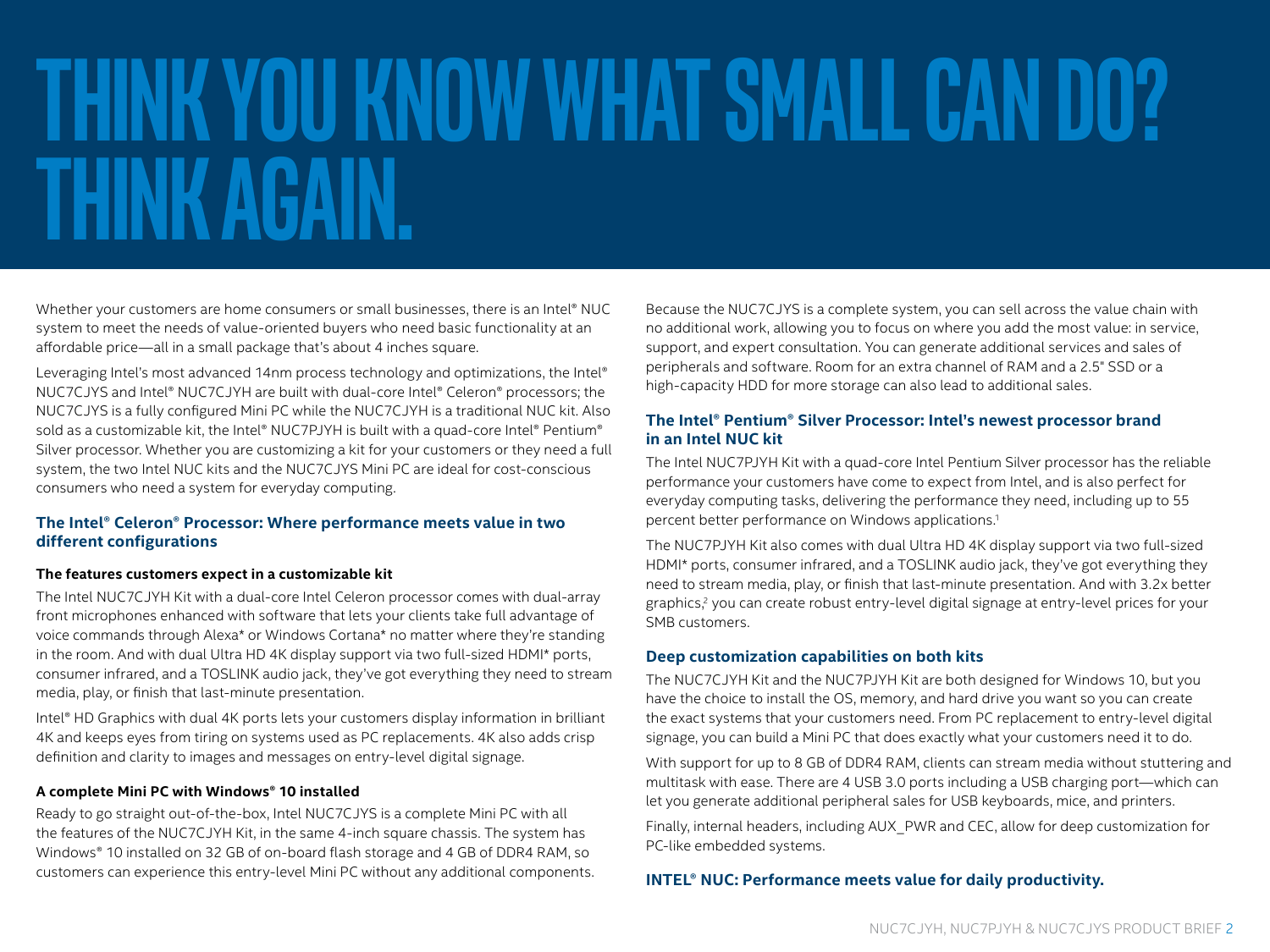# THINK YOU KNOW WHAT SMALL CAN DO? THINK AGAIN.

Whether your customers are home consumers or small businesses, there is an Intel® NUC system to meet the needs of value-oriented buyers who need basic functionality at an affordable price—all in a small package that's about 4 inches square.

Leveraging Intel's most advanced 14nm process technology and optimizations, the Intel® NUC7CJYS and Intel® NUC7CJYH are built with dual-core Intel® Celeron® processors; the NUC7CJYS is a fully configured Mini PC while the NUC7CJYH is a traditional NUC kit. Also sold as a customizable kit, the Intel® NUC7PJYH is built with a quad-core Intel® Pentium® Silver processor. Whether you are customizing a kit for your customers or they need a full system, the two Intel NUC kits and the NUC7CJYS Mini PC are ideal for cost-conscious consumers who need a system for everyday computing.

## The Intel® Celeron® Processor: Where performance meets value in two different configurations

### The features customers expect in a customizable kit

The Intel NUC7CJYH Kit with a dual-core Intel Celeron processor comes with dual-array front microphones enhanced with software that lets your clients take full advantage of voice commands through Alexa* or Windows Cortana* no matter where they're standing in the room. And with dual Ultra HD 4K display support via two full-sized HDMI* ports, consumer infrared, and a TOSLINK audio jack, they've got everything they need to stream media, play, or finish that last-minute presentation.

Intel® HD Graphics with dual 4K ports lets your customers display information in brilliant 4K and keeps eyes from tiring on systems used as PC replacements. 4K also adds crisp definition and clarity to images and messages on entry-level digital signage.

### A complete Mini PC with Windows® 10 installed

Ready to go straight out-of-the-box, Intel NUC7CJYS is a complete Mini PC with all the features of the NUC7CJYH Kit, in the same 4-inch square chassis. The system has Windows® 10 installed on 32 GB of on-board flash storage and 4 GB of DDR4 RAM, so customers can experience this entry-level Mini PC without any additional components.

Because the NUC7CJYS is a complete system, you can sell across the value chain with no additional work, allowing you to focus on where you add the most value: in service, support, and expert consultation. You can generate additional services and sales of peripherals and software. Room for an extra channel of RAM and a 2.5" SSD or a high-capacity HDD for more storage can also lead to additional sales.

## The Intel® Pentium® Silver Processor: Intel's newest processor brand in an Intel NUC kit

The Intel NUC7PJYH Kit with a quad-core Intel Pentium Silver processor has the reliable performance your customers have come to expect from Intel, and is also perfect for everyday computing tasks, delivering the performance they need, including up to 55 percent better performance on Windows applications.[1]

The NUC7PJYH Kit also comes with dual Ultra HD 4K display support via two full-sized HDMI* ports, consumer infrared, and a TOSLINK audio jack, they've got everything they need to stream media, play, or finish that last-minute presentation. And with 3.2x better graphics,[2] you can create robust entry-level digital signage at entry-level prices for your SMB customers.

## Deep customization capabilities on both kits

The NUC7CJYH Kit and the NUC7PJYH Kit are both designed for Windows 10, but you have the choice to install the OS, memory, and hard drive you want so you can create the exact systems that your customers need. From PC replacement to entry-level digital signage, you can build a Mini PC that does exactly what your customers need it to do.

With support for up to 8 GB of DDR4 RAM, clients can stream media without stuttering and multitask with ease. There are 4 USB 3.0 ports including a USB charging port—which can let you generate additional peripheral sales for USB keyboards, mice, and printers.

Finally, internal headers, including AUX_PWR and CEC, allow for deep customization for PC-like embedded systems.

**INTEL® NUC: Performance meets value for daily productivity.**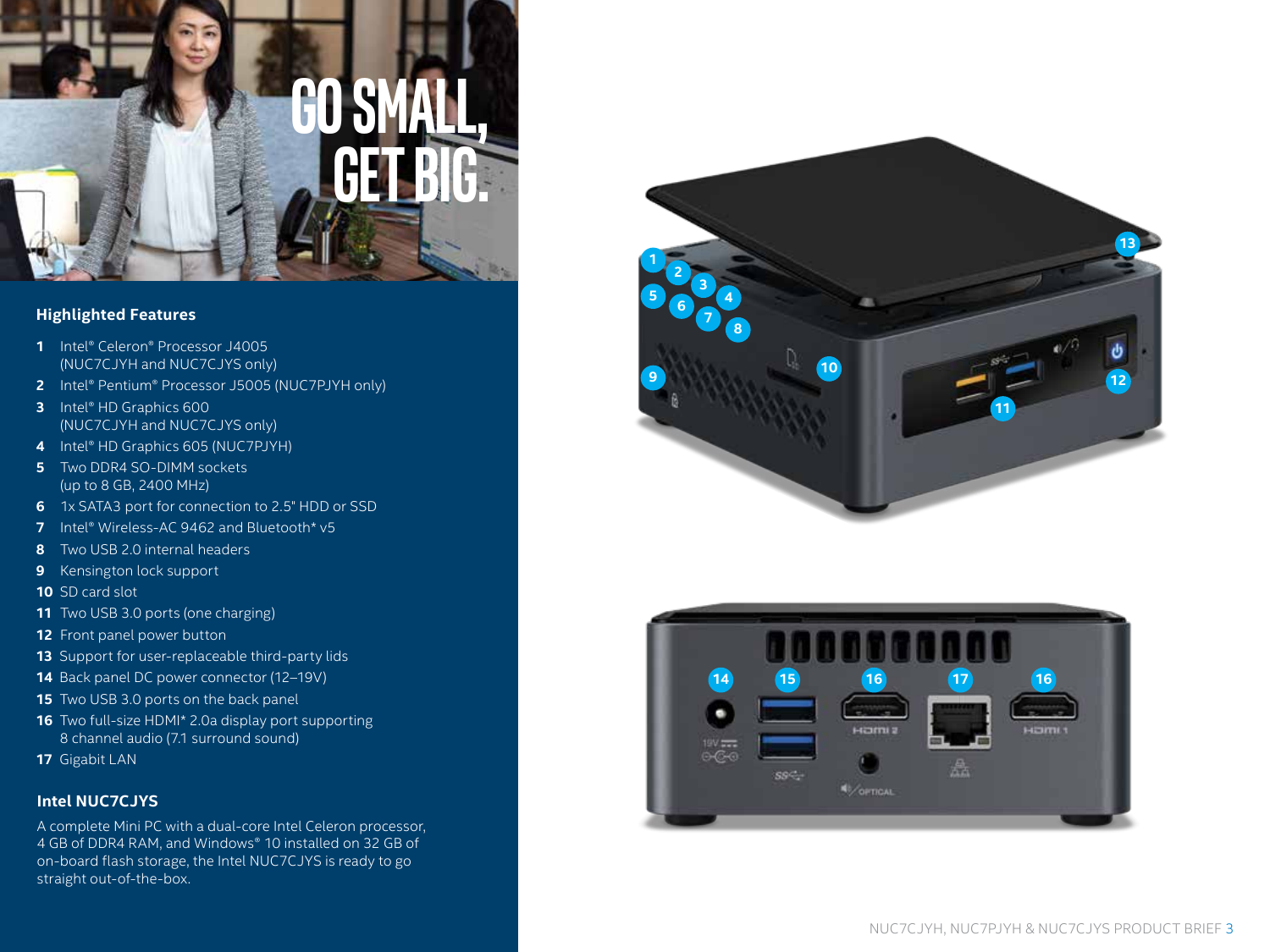# GO SMALL, GET BIG.

## Highlighted Features

1. Intel® Celeron® Processor J4005 (NUC7CJYH and NUC7CJYS only)
2. Intel® Pentium® Processor J5005 (NUC7PJYH only)
3. Intel® HD Graphics 600 (NUC7CJYH and NUC7CJYS only)
4. Intel® HD Graphics 605 (NUC7PJYH)
5. Two DDR4 SO-DIMM sockets (up to 8 GB, 2400 MHz)
6. 1x SATA3 port for connection to 2.5" HDD or SSD
7. Intel® Wireless-AC 9462 and Bluetooth* v5
8. Two USB 2.0 internal headers
9. Kensington lock support
10. SD card slot
11. Two USB 3.0 ports (one charging)
12. Front panel power button
13. Support for user-replaceable third-party lids
14. Back panel DC power connector (12–19V)
15. Two USB 3.0 ports on the back panel
16. Two full-size HDMI* 2.0a display port supporting 8 channel audio (7.1 surround sound)
17. Gigabit LAN

## Intel NUC7CJYS

A complete Mini PC with a dual-core Intel Celeron processor, 4 GB of DDR4 RAM, and Windows® 10 installed on 32 GB of on-board flash storage, the Intel NUC7CJYS is ready to go straight out-of-the-box.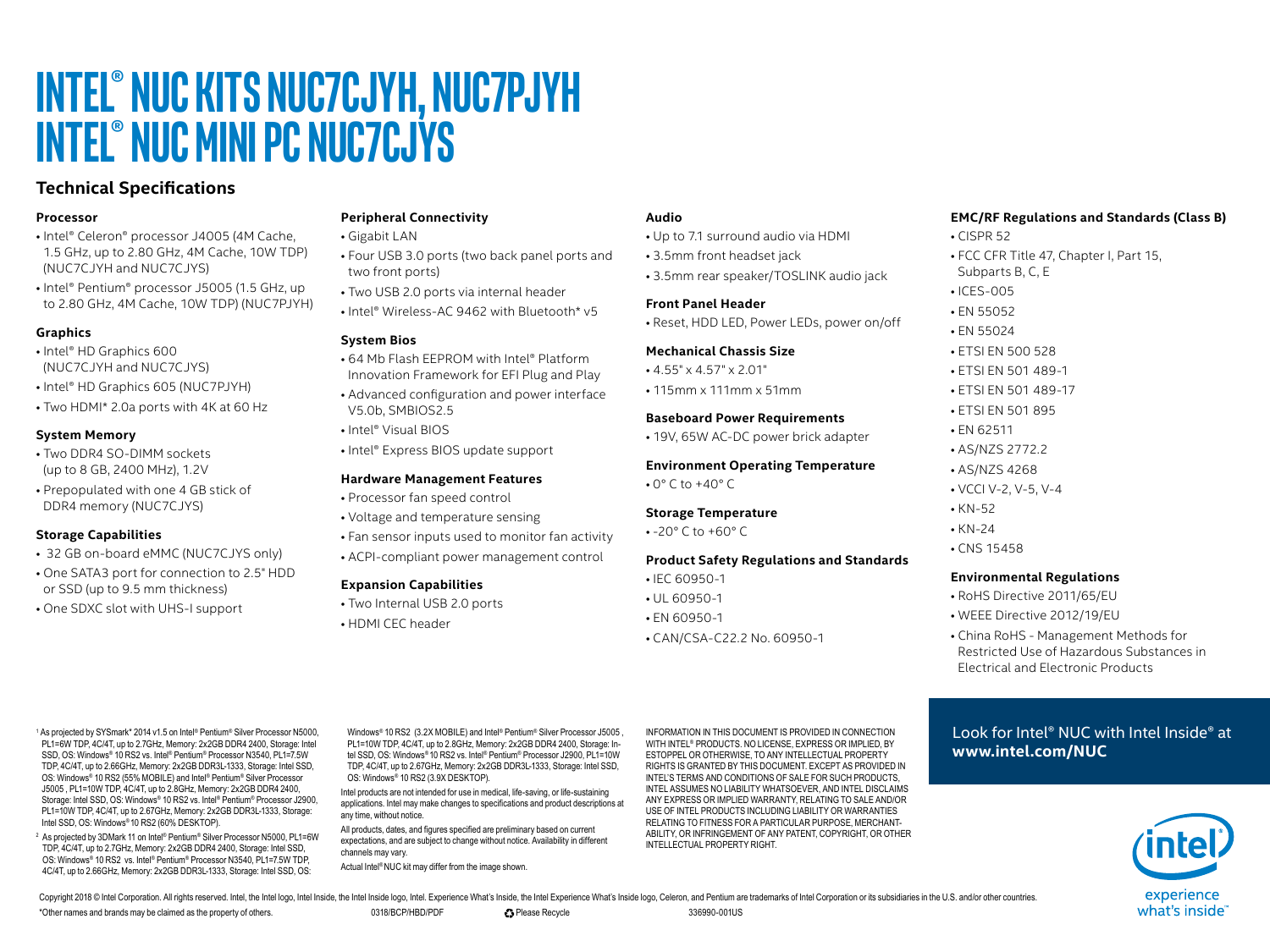# INTEL® NUC KITS NUC7CJYH, NUC7PJYH
# INTEL® NUC MINI PC NUC7CJYS

## Technical Specifications

### Processor

- Intel® Celeron® processor J4005 (4M Cache, 1.5 GHz, up to 2.80 GHz, 4M Cache, 10W TDP) (NUC7CJYH and NUC7CJYS)
- Intel® Pentium® processor J5005 (1.5 GHz, up to 2.80 GHz, 4M Cache, 10W TDP) (NUC7PJYH)

### Graphics

- Intel® HD Graphics 600 (NUC7CJYH and NUC7CJYS)
- Intel® HD Graphics 605 (NUC7PJYH)
- Two HDMI* 2.0a ports with 4K at 60 Hz

### System Memory

- Two DDR4 SO-DIMM sockets (up to 8 GB, 2400 MHz), 1.2V
- Prepopulated with one 4 GB stick of DDR4 memory (NUC7CJYS)

### Storage Capabilities

- 32 GB on-board eMMC (NUC7CJYS only)
- One SATA3 port for connection to 2.5" HDD or SSD (up to 9.5 mm thickness)
- One SDXC slot with UHS-I support

### Peripheral Connectivity

- Gigabit LAN
- Four USB 3.0 ports (two back panel ports and two front ports)
- Two USB 2.0 ports via internal header
- Intel® Wireless-AC 9462 with Bluetooth* v5

### System Bios

- 64 Mb Flash EEPROM with Intel® Platform Innovation Framework for EFI Plug and Play
- Advanced configuration and power interface V5.0b, SMBIOS2.5
- Intel® Visual BIOS
- Intel® Express BIOS update support

### Hardware Management Features

- Processor fan speed control
- Voltage and temperature sensing
- Fan sensor inputs used to monitor fan activity
- ACPI-compliant power management control

### Expansion Capabilities

- Two Internal USB 2.0 ports
- HDMI CEC header

### Audio

- Up to 7.1 surround audio via HDMI
- 3.5mm front headset jack
- 3.5mm rear speaker/TOSLINK audio jack

### Front Panel Header

- Reset, HDD LED, Power LEDs, power on/off

### Mechanical Chassis Size

- 4.55" x 4.57" x 2.01"
- 115mm x 111mm x 51mm

### Baseboard Power Requirements

- 19V, 65W AC-DC power brick adapter

### Environment Operating Temperature

- 0° C to +40° C

### Storage Temperature

- -20° C to +60° C

### Product Safety Regulations and Standards

- IEC 60950-1
- UL 60950-1
- EN 60950-1
- CAN/CSA-C22.2 No. 60950-1

### EMC/RF Regulations and Standards (Class B)

- CISPR 52
- FCC CFR Title 47, Chapter I, Part 15, Subparts B, C, E
- ICES-005
- EN 55052
- EN 55024
- ETSI EN 500 528
- ETSI EN 501 489-1
- ETSI EN 501 489-17
- ETSI EN 501 895
- EN 62511
- AS/NZS 2772.2
- AS/NZS 4268
- VCCI V-2, V-5, V-4
- KN-52
- KN-24
- CNS 15458

### Environmental Regulations

- RoHS Directive 2011/65/EU
- WEEE Directive 2012/19/EU
- China RoHS - Management Methods for Restricted Use of Hazardous Substances in Electrical and Electronic Products

[1] As projected by SYSmark* 2014 v1.5 on Intel® Pentium® Silver Processor N5000, PL1=6W TDP, 4C/4T, up to 2.7GHz, Memory: 2x2GB DDR4 2400, Storage: Intel SSD, OS: Windows® 10 RS2 vs. Intel® Pentium® Processor N3540, PL1=7.5W TDP, 4C/4T, up to 2.66GHz, Memory: 2x2GB DDR3L-1333, Storage: Intel SSD, OS: Windows® 10 RS2 (55% MOBILE) and Intel® Pentium® Silver Processor J5005 , PL1=10W TDP, 4C/4T, up to 2.8GHz, Memory: 2x2GB DDR4 2400, Storage: Intel SSD, OS: Windows® 10 RS2 vs. Intel® Pentium® Processor J2900, PL1=10W TDP, 4C/4T, up to 2.67GHz, Memory: 2x2GB DDR3L-1333, Storage: Intel SSD, OS: Windows® 10 RS2 (60% DESKTOP).

[2] As projected by 3DMark 11 on Intel® Pentium® Silver Processor N5000, PL1=6W TDP, 4C/4T, up to 2.7GHz, Memory: 2x2GB DDR4 2400, Storage: Intel SSD, OS: Windows® 10 RS2 vs. Intel® Pentium® Processor N3540, PL1=7.5W TDP, 4C/4T, up to 2.66GHz, Memory: 2x2GB DDR3L-1333, Storage: Intel SSD, OS: Windows® 10 RS2 (3.2X MOBILE) and Intel® Pentium® Silver Processor J5005 , PL1=10W TDP, 4C/4T, up to 2.8GHz, Memory: 2x2GB DDR4 2400, Storage: Intel SSD, OS: Windows® 10 RS2 vs. Intel® Pentium® Processor J2900, PL1=10W TDP, 4C/4T, up to 2.67GHz, Memory: 2x2GB DDR3L-1333, Storage: Intel SSD, OS: Windows® 10 RS2 (3.9X DESKTOP).

Intel products are not intended for use in medical, life-saving, or life-sustaining applications. Intel may make changes to specifications and product descriptions at any time, without notice.

All products, dates, and figures specified are preliminary based on current expectations, and are subject to change without notice. Availability in different channels may vary.

Actual Intel® NUC kit may differ from the image shown.

INFORMATION IN THIS DOCUMENT IS PROVIDED IN CONNECTION WITH INTEL® PRODUCTS. NO LICENSE, EXPRESS OR IMPLIED, BY ESTOPPEL OR OTHERWISE, TO ANY INTELLECTUAL PROPERTY RIGHTS IS GRANTED BY THIS DOCUMENT. EXCEPT AS PROVIDED IN INTEL'S TERMS AND CONDITIONS OF SALE FOR SUCH PRODUCTS, INTEL ASSUMES NO LIABILITY WHATSOEVER, AND INTEL DISCLAIMS ANY EXPRESS OR IMPLIED WARRANTY, RELATING TO SALE AND/OR USE OF INTEL PRODUCTS INCLUDING LIABILITY OR WARRANTIES RELATING TO FITNESS FOR A PARTICULAR PURPOSE, MERCHANTABILITY, OR INFRINGEMENT OF ANY PATENT, COPYRIGHT, OR OTHER INTELLECTUAL PROPERTY RIGHT.

Look for Intel® NUC with Intel Inside® at **www.intel.com/NUC**

experience what's inside™

Copyright 2018 © Intel Corporation. All rights reserved. Intel, the Intel logo, Intel Inside, the Intel Inside logo, Intel. Experience What's Inside, the Intel Experience What's Inside logo, Celeron, and Pentium are trademarks of Intel Corporation or its subsidiaries in the U.S. and/or other countries.

*Other names and brands may be claimed as the property of others. 0318/BCP/HBD/PDF Please Recycle 336990-001US